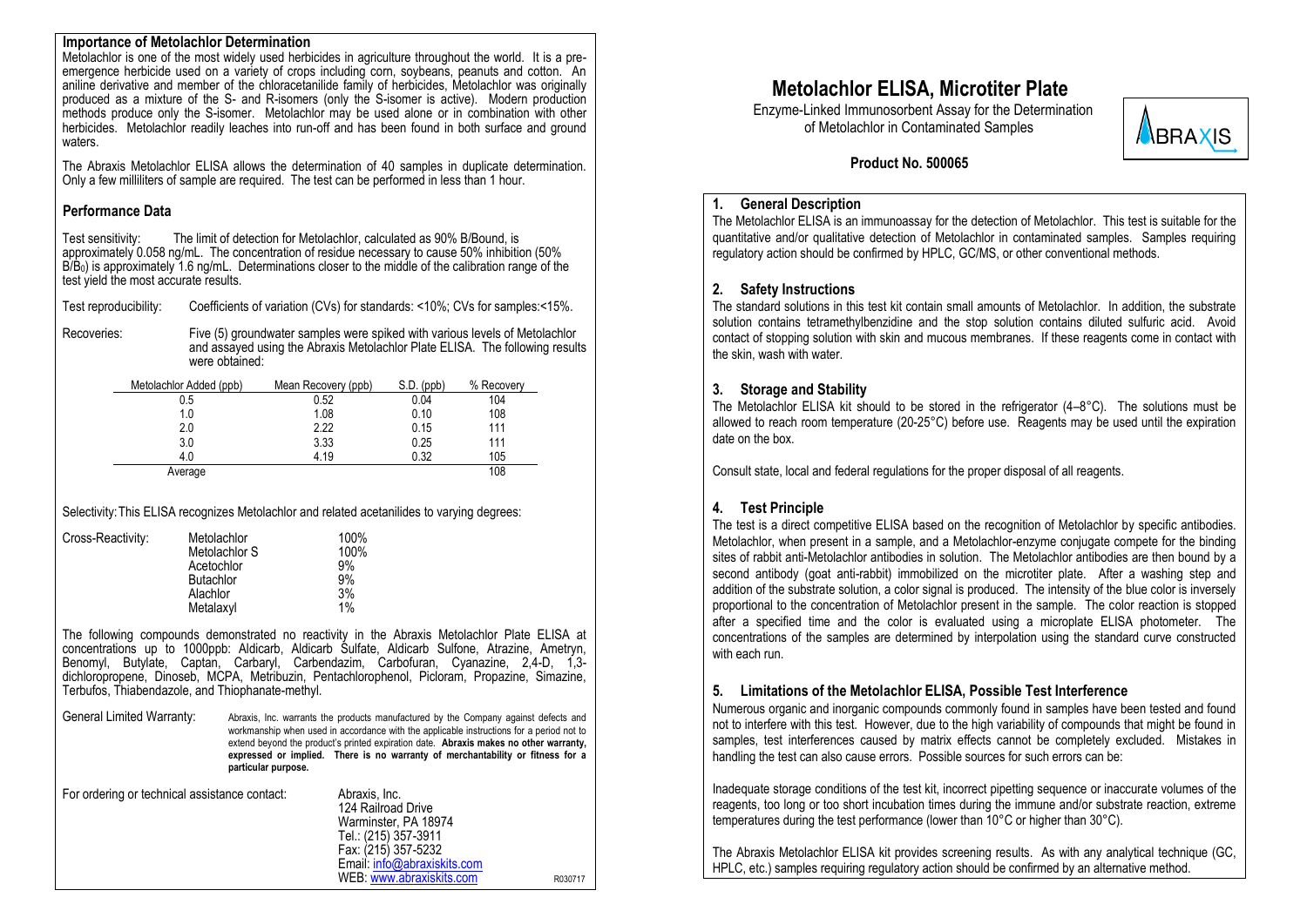## Importance of Metolachlor Determination

Metolachlor is one of the most widely used herbicides in agriculture throughout the world. It is a pre-emergence herbicide used on a variety of crops including corn, soybeans, peanuts and cotton. An aniline derivative and member of the chloracetanilide family of herbicides, Metolachlor was originally produced as a mixture of the S- and R-isomers (only the S-isomer is active). Modern production methods produce only the S-isomer. Metolachlor may be used alone or in combination with other herbicides. Metolachlor readily leaches into run-off and has been found in both surface and ground waters.

The Abraxis Metolachlor ELISA allows the determination of 40 samples in duplicate determination. Only a few milliliters of sample are required. The test can be performed in less than 1 hour.

## Performance Data

Test sensitivity: The limit of detection for Metolachlor, calculated as 90% B/Bound, is approximately 0.058 ng/mL. The concentration of residue necessary to cause 50% inhibition (50% $B/B_0$) is approximately 1.6 ng/mL. Determinations closer to the middle of the calibration range of the test yield the most accurate results.

Test reproducibility: Coefficients of variation (CVs) for standards: <10%; CVs for samples:<15%.

Recoveries: Five (5) groundwater samples were spiked with various levels of Metolachlor and assayed using the Abraxis Metolachlor Plate ELISA. The following results were obtained:

| Metolachlor Added (ppb) | Mean Recovery (ppb) | S.D. (ppb) | % Recovery |
|---|---|---|---|
| 0.5 | 0.52 | 0.04 | 104 |
| 1.0 | 1.08 | 0.10 | 108 |
| 2.0 | 2.22 | 0.15 | 111 |
| 3.0 | 3.33 | 0.25 | 111 |
| 4.0 | 4.19 | 0.32 | 105 |
| Average | | | 108 |

Selectivity: This ELISA recognizes Metolachlor and related acetanilides to varying degrees:

| Cross-Reactivity: | | |
|---|---|---|
| | Metolachlor | 100% |
| | Metolachlor S | 100% |
| | Acetochlor | 9% |
| | Butachlor | 9% |
| | Alachlor | 3% |
| | Metalaxyl | 1% |

The following compounds demonstrated no reactivity in the Abraxis Metolachlor Plate ELISA at concentrations up to 1000ppb: Aldicarb, Aldicarb Sulfate, Aldicarb Sulfone, Atrazine, Ametryn, Benomyl, Butylate, Captan, Carbaryl, Carbendazim, Carbofuran, Cyanazine, 2,4-D, 1,3-dichloropropene, Dinoseb, MCPA, Metribuzin, Pentachlorophenol, Picloram, Propazine, Simazine, Terbufos, Thiabendazole, and Thiophanate-methyl.

General Limited Warranty: Abraxis, Inc. warrants the products manufactured by the Company against defects and workmanship when used in accordance with the applicable instructions for a period not to extend beyond the product's printed expiration date. **Abraxis makes no other warranty, expressed or implied. There is no warranty of merchantability or fitness for a particular purpose.**

For ordering or technical assistance contact:

Abraxis, Inc.
124 Railroad Drive
Warminster, PA 18974
Tel.: (215) 357-3911
Fax: (215) 357-5232
Email: info@abraxiskits.com
WEB: www.abraxiskits.com

R030717

# Metolachlor ELISA, Microtiter Plate

Enzyme-Linked Immunosorbent Assay for the Determination of Metolachlor in Contaminated Samples

ABRAXIS

**Product No. 500065**

## 1. General Description

The Metolachlor ELISA is an immunoassay for the detection of Metolachlor. This test is suitable for the quantitative and/or qualitative detection of Metolachlor in contaminated samples. Samples requiring regulatory action should be confirmed by HPLC, GC/MS, or other conventional methods.

## 2. Safety Instructions

The standard solutions in this test kit contain small amounts of Metolachlor. In addition, the substrate solution contains tetramethylbenzidine and the stop solution contains diluted sulfuric acid. Avoid contact of stopping solution with skin and mucous membranes. If these reagents come in contact with the skin, wash with water.

## 3. Storage and Stability

The Metolachlor ELISA kit should to be stored in the refrigerator (4–8°C). The solutions must be allowed to reach room temperature (20-25°C) before use. Reagents may be used until the expiration date on the box.

Consult state, local and federal regulations for the proper disposal of all reagents.

## 4. Test Principle

The test is a direct competitive ELISA based on the recognition of Metolachlor by specific antibodies. Metolachlor, when present in a sample, and a Metolachlor-enzyme conjugate compete for the binding sites of rabbit anti-Metolachlor antibodies in solution. The Metolachlor antibodies are then bound by a second antibody (goat anti-rabbit) immobilized on the microtiter plate. After a washing step and addition of the substrate solution, a color signal is produced. The intensity of the blue color is inversely proportional to the concentration of Metolachlor present in the sample. The color reaction is stopped after a specified time and the color is evaluated using a microplate ELISA photometer. The concentrations of the samples are determined by interpolation using the standard curve constructed with each run.

## 5. Limitations of the Metolachlor ELISA, Possible Test Interference

Numerous organic and inorganic compounds commonly found in samples have been tested and found not to interfere with this test. However, due to the high variability of compounds that might be found in samples, test interferences caused by matrix effects cannot be completely excluded. Mistakes in handling the test can also cause errors. Possible sources for such errors can be:

Inadequate storage conditions of the test kit, incorrect pipetting sequence or inaccurate volumes of the reagents, too long or too short incubation times during the immune and/or substrate reaction, extreme temperatures during the test performance (lower than 10°C or higher than 30°C).

The Abraxis Metolachlor ELISA kit provides screening results. As with any analytical technique (GC, HPLC, etc.) samples requiring regulatory action should be confirmed by an alternative method.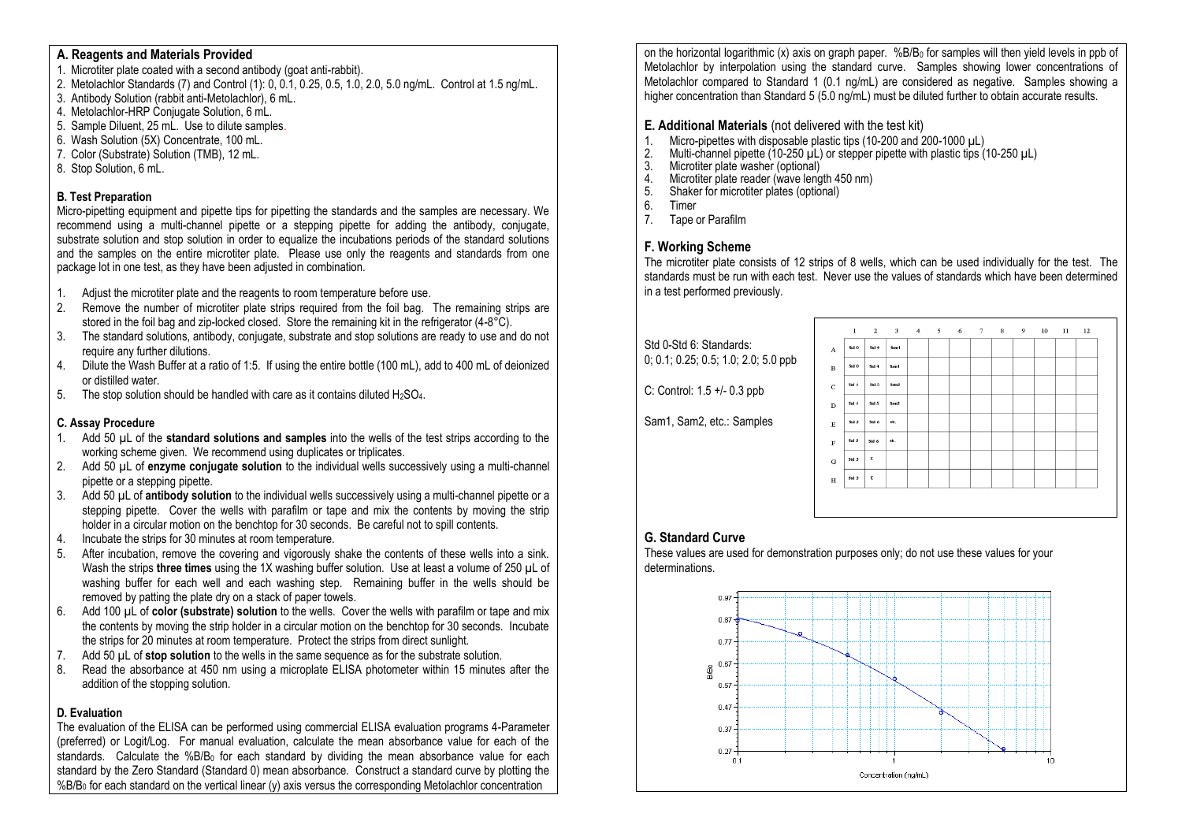## A. Reagents and Materials Provided

1. Microtiter plate coated with a second antibody (goat anti-rabbit).
2. Metolachlor Standards (7) and Control (1): 0, 0.1, 0.25, 0.5, 1.0, 2.0, 5.0 ng/mL. Control at 1.5 ng/mL.
3. Antibody Solution (rabbit anti-Metolachlor), 6 mL.
4. Metolachlor-HRP Conjugate Solution, 6 mL.
5. Sample Diluent, 25 mL. Use to dilute samples.
6. Wash Solution (5X) Concentrate, 100 mL.
7. Color (Substrate) Solution (TMB), 12 mL.
8. Stop Solution, 6 mL.

## B. Test Preparation

Micro-pipetting equipment and pipette tips for pipetting the standards and the samples are necessary. We recommend using a multi-channel pipette or a stepping pipette for adding the antibody, conjugate, substrate solution and stop solution in order to equalize the incubations periods of the standard solutions and the samples on the entire microtiter plate. Please use only the reagents and standards from one package lot in one test, as they have been adjusted in combination.

1. Adjust the microtiter plate and the reagents to room temperature before use.
2. Remove the number of microtiter plate strips required from the foil bag. The remaining strips are stored in the foil bag and zip-locked closed. Store the remaining kit in the refrigerator (4-8°C).
3. The standard solutions, antibody, conjugate, substrate and stop solutions are ready to use and do not require any further dilutions.
4. Dilute the Wash Buffer at a ratio of 1:5. If using the entire bottle (100 mL), add to 400 mL of deionized or distilled water.
5. The stop solution should be handled with care as it contains diluted $H_2SO_4$.

## C. Assay Procedure

1. Add 50 µL of the **standard solutions and samples** into the wells of the test strips according to the working scheme given. We recommend using duplicates or triplicates.
2. Add 50 µL of **enzyme conjugate solution** to the individual wells successively using a multi-channel pipette or a stepping pipette.
3. Add 50 µL of **antibody solution** to the individual wells successively using a multi-channel pipette or a stepping pipette. Cover the wells with parafilm or tape and mix the contents by moving the strip holder in a circular motion on the benchtop for 30 seconds. Be careful not to spill contents.
4. Incubate the strips for 30 minutes at room temperature.
5. After incubation, remove the covering and vigorously shake the contents of these wells into a sink. Wash the strips **three times** using the 1X washing buffer solution. Use at least a volume of 250 µL of washing buffer for each well and each washing step. Remaining buffer in the wells should be removed by patting the plate dry on a stack of paper towels.
6. Add 100 µL of **color (substrate) solution** to the wells. Cover the wells with parafilm or tape and mix the contents by moving the strip holder in a circular motion on the benchtop for 30 seconds. Incubate the strips for 20 minutes at room temperature. Protect the strips from direct sunlight.
7. Add 50 µL of **stop solution** to the wells in the same sequence as for the substrate solution.
8. Read the absorbance at 450 nm using a microplate ELISA photometer within 15 minutes after the addition of the stopping solution.

## D. Evaluation

The evaluation of the ELISA can be performed using commercial ELISA evaluation programs 4-Parameter (preferred) or Logit/Log. For manual evaluation, calculate the mean absorbance value for each of the standards. Calculate the $\%B/B_0$ for each standard by dividing the mean absorbance value for each standard by the Zero Standard (Standard 0) mean absorbance. Construct a standard curve by plotting the $\%B/B_0$ for each standard on the vertical linear (y) axis versus the corresponding Metolachlor concentration on the horizontal logarithmic (x) axis on graph paper. $\%B/B_0$ for samples will then yield levels in ppb of Metolachlor by interpolation using the standard curve. Samples showing lower concentrations of Metolachlor compared to Standard 1 (0.1 ng/mL) are considered as negative. Samples showing a higher concentration than Standard 5 (5.0 ng/mL) must be diluted further to obtain accurate results.

## E. Additional Materials (not delivered with the test kit)

1. Micro-pipettes with disposable plastic tips (10-200 and 200-1000 µL)
2. Multi-channel pipette (10-250 µL) or stepper pipette with plastic tips (10-250 µL)
3. Microtiter plate washer (optional)
4. Microtiter plate reader (wave length 450 nm)
5. Shaker for microtiter plates (optional)
6. Timer
7. Tape or Parafilm

## F. Working Scheme

The microtiter plate consists of 12 strips of 8 wells, which can be used individually for the test. The standards must be run with each test. Never use the values of standards which have been determined in a test performed previously.

Std 0-Std 6: Standards: 0; 0.1; 0.25; 0.5; 1.0; 2.0; 5.0 ppb

C: Control: 1.5 +/- 0.3 ppb

Sam1, Sam2, etc.: Samples

| | 1 | 2 | 3 | 4 | 5 | 6 | 7 | 8 | 9 | 10 | 11 | 12 |
|---|---|---|---|---|---|---|---|---|---|---|---|---|
| A | Std 0 | Std 4 | Sam1 | | | | | | | | | |
| B | Std 0 | Std 4 | Sam1 | | | | | | | | | |
| C | Std 1 | Std 5 | Sam2 | | | | | | | | | |
| D | Std 1 | Std 5 | Sam2 | | | | | | | | | |
| E | Std 2 | Std 6 | etc. | | | | | | | | | |
| F | Std 2 | Std 6 | etc. | | | | | | | | | |
| G | Std 3 | C | | | | | | | | | | |
| H | Std 3 | C | | | | | | | | | | |

## G. Standard Curve

These values are used for demonstration purposes only; do not use these values for your determinations.

B/Bo

0.97
0.87
0.77
0.67
0.57
0.47
0.37
0.27

0.1
1
10

Concentration (ng/mL)